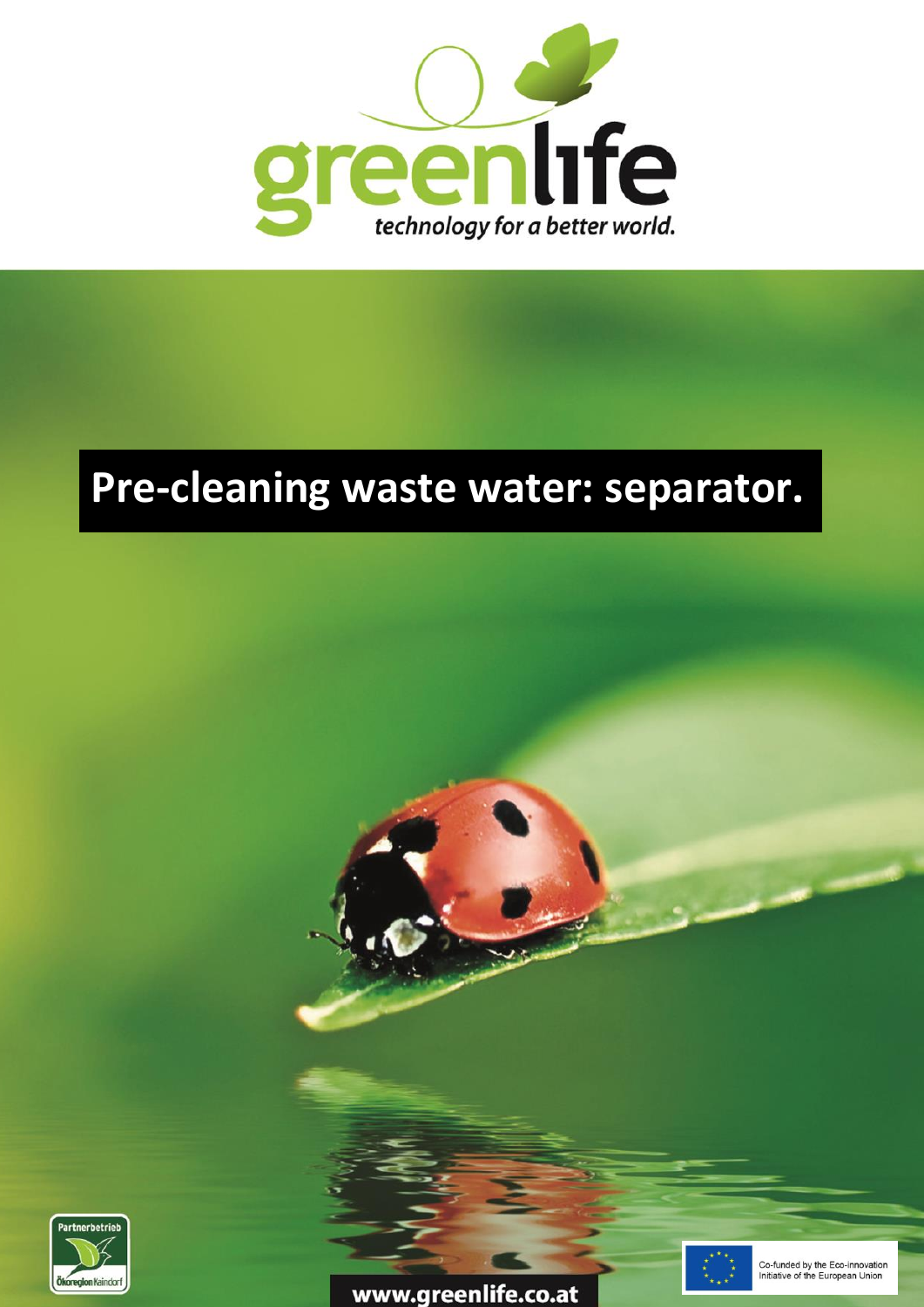greenlife

*technology for a better world.*

# Pre-cleaning waste water: separator.

Partnerbetrieb

Ökoregion Kaindorf

www.greenlife.co.at

Co-funded by the Eco-innovation Initiative of the European Union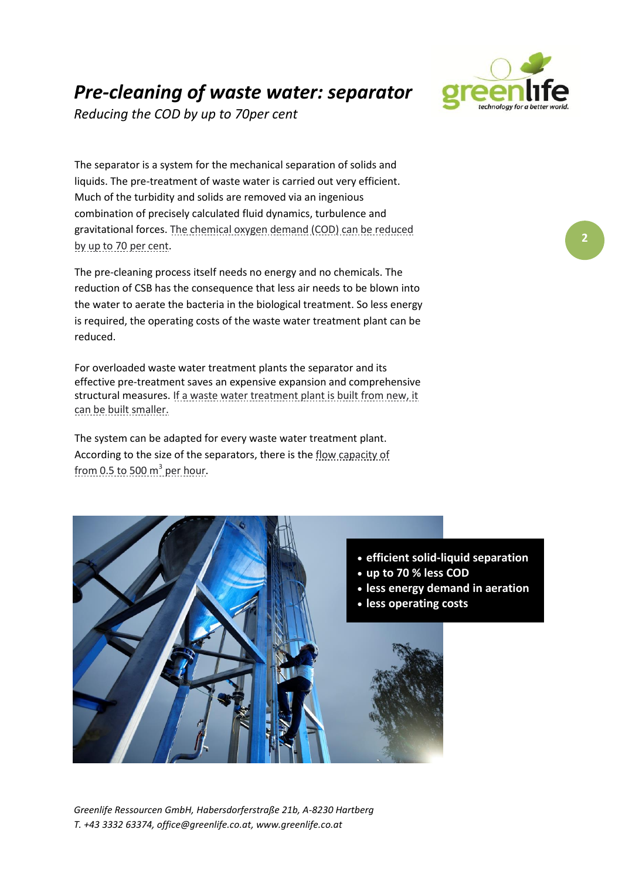# *Pre-cleaning of waste water: separator*

*Reducing the COD by up to 70per cent*

The separator is a system for the mechanical separation of solids and liquids. The pre-treatment of waste water is carried out very efficient. Much of the turbidity and solids are removed via an ingenious combination of precisely calculated fluid dynamics, turbulence and gravitational forces. The chemical oxygen demand (COD) can be reduced by up to 70 per cent.

The pre-cleaning process itself needs no energy and no chemicals. The reduction of CSB has the consequence that less air needs to be blown into the water to aerate the bacteria in the biological treatment. So less energy is required, the operating costs of the waste water treatment plant can be reduced.

For overloaded waste water treatment plants the separator and its effective pre-treatment saves an expensive expansion and comprehensive structural measures. If a waste water treatment plant is built from new, it can be built smaller.

The system can be adapted for every waste water treatment plant. According to the size of the separators, there is the flow capacity of from 0.5 to 500 $m^3$ per hour.

- **efficient solid-liquid separation**
- **up to 70 % less COD**
- **less energy demand in aeration**
- **less operating costs**

*Greenlife Ressourcen GmbH, Habersdorferstraße 21b, A-8230 Hartberg*
*T. +43 3332 63374, office@greenlife.co.at, www.greenlife.co.at*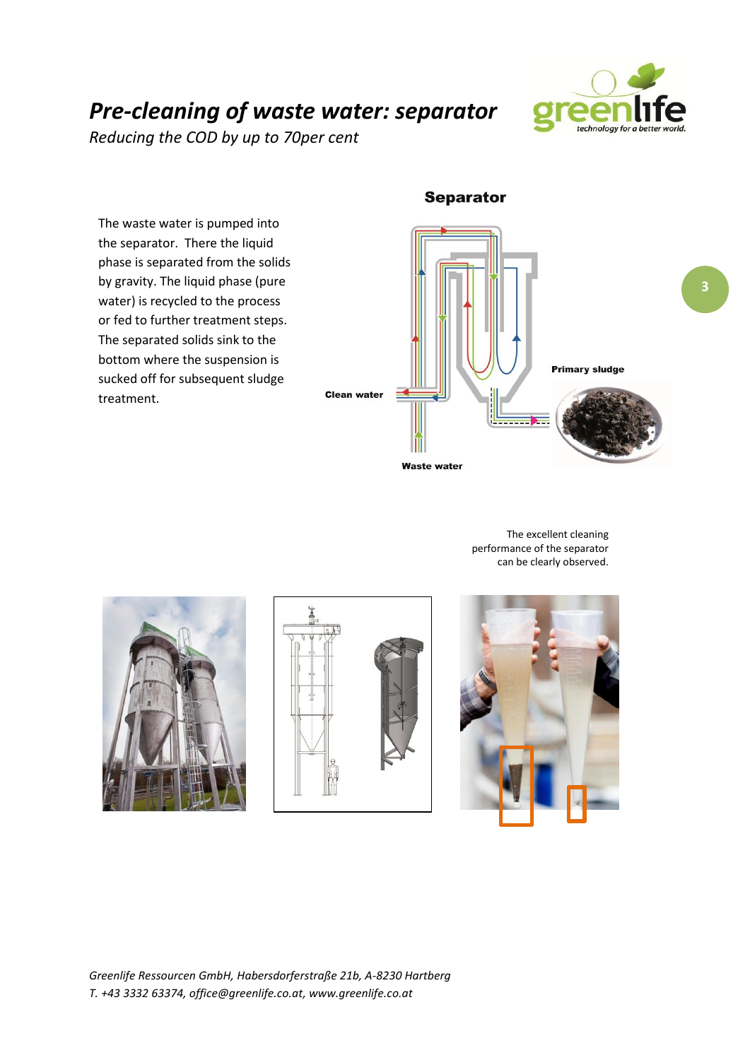# *Pre-cleaning of waste water: separator*

*Reducing the COD by up to 70per cent*

The waste water is pumped into the separator. There the liquid phase is separated from the solids by gravity. The liquid phase (pure water) is recycled to the process or fed to further treatment steps. The separated solids sink to the bottom where the suspension is sucked off for subsequent sludge treatment.

**Separator**

**Clean water**

**Primary sludge**

**Waste water**

The excellent cleaning performance of the separator can be clearly observed.

*Greenlife Ressourcen GmbH, Habersdorferstraße 21b, A-8230 Hartberg*
*T. +43 3332 63374, office@greenlife.co.at, www.greenlife.co.at*